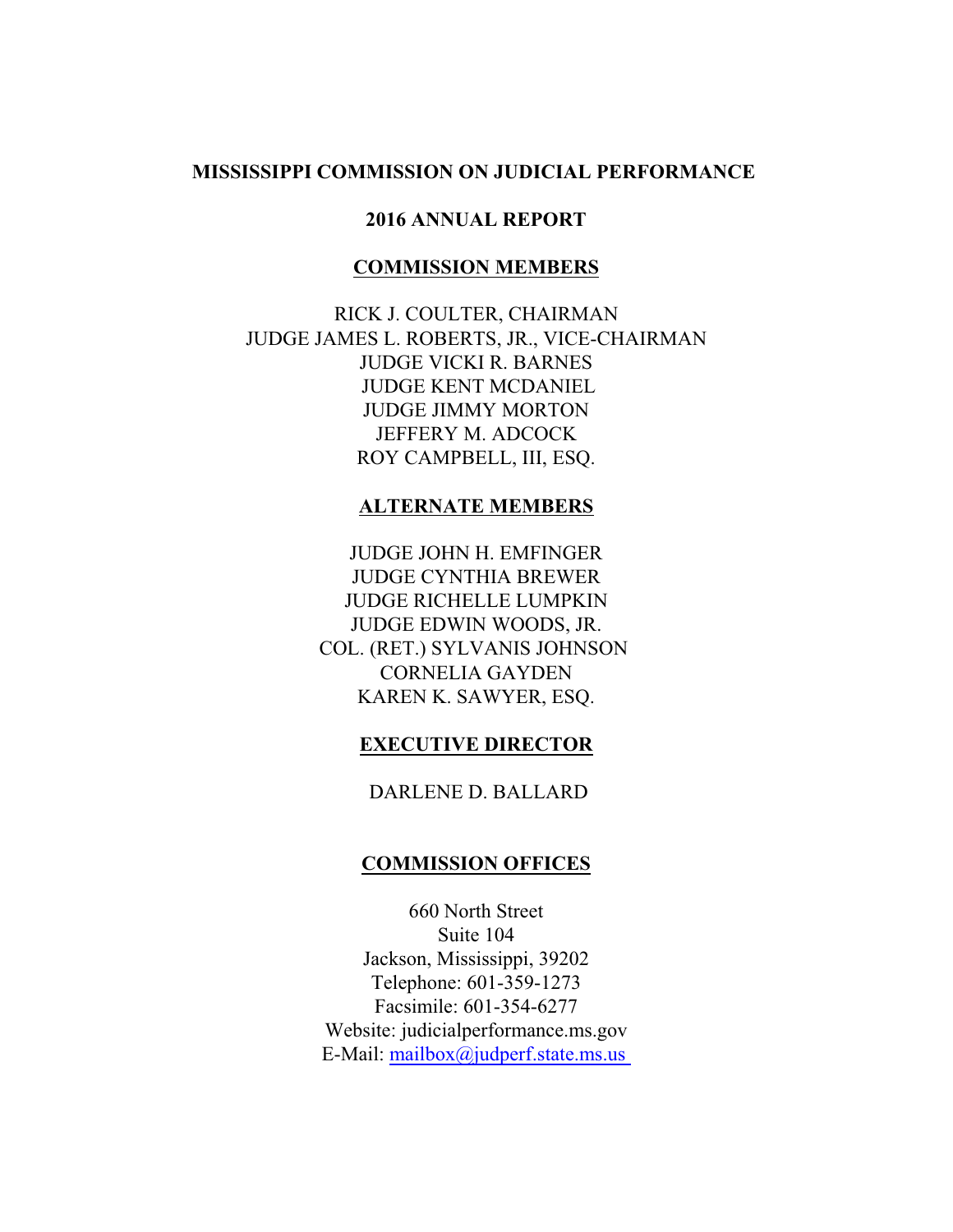# MISSISSIPPI COMMISSION ON JUDICIAL PERFORMANCE

## 2016 ANNUAL REPORT

### COMMISSION MEMBERS

RICK J. COULTER, CHAIRMAN
JUDGE JAMES L. ROBERTS, JR., VICE-CHAIRMAN
JUDGE VICKI R. BARNES
JUDGE KENT MCDANIEL
JUDGE JIMMY MORTON
JEFFERY M. ADCOCK
ROY CAMPBELL, III, ESQ.

### ALTERNATE MEMBERS

JUDGE JOHN H. EMFINGER
JUDGE CYNTHIA BREWER
JUDGE RICHELLE LUMPKIN
JUDGE EDWIN WOODS, JR.
COL. (RET.) SYLVANIS JOHNSON
CORNELIA GAYDEN
KAREN K. SAWYER, ESQ.

### EXECUTIVE DIRECTOR

DARLENE D. BALLARD

### COMMISSION OFFICES

660 North Street
Suite 104
Jackson, Mississippi, 39202
Telephone: 601-359-1273
Facsimile: 601-354-6277
Website: judicialperformance.ms.gov
E-Mail: mailbox@judperf.state.ms.us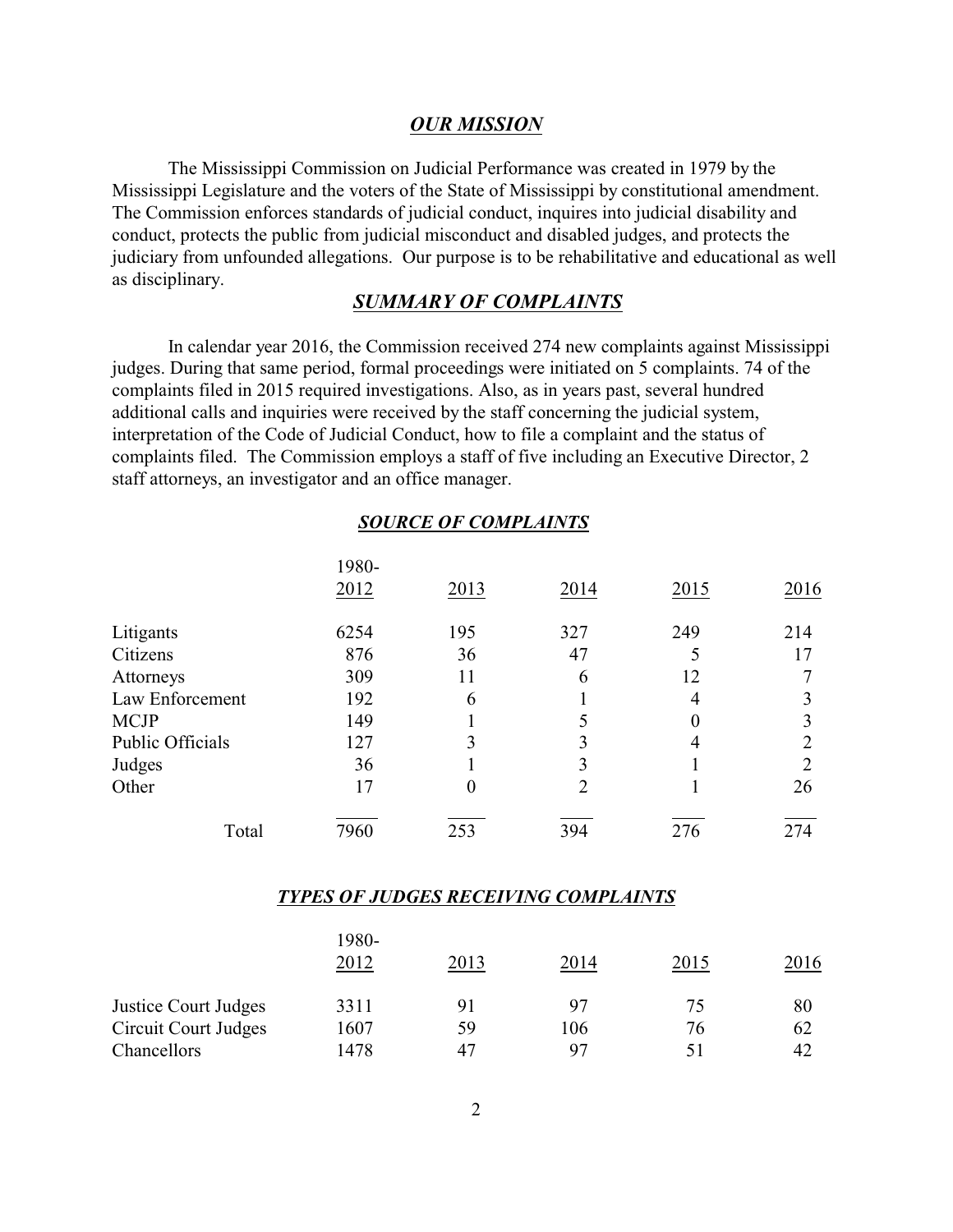## ***OUR MISSION***

The Mississippi Commission on Judicial Performance was created in 1979 by the Mississippi Legislature and the voters of the State of Mississippi by constitutional amendment. The Commission enforces standards of judicial conduct, inquires into judicial disability and conduct, protects the public from judicial misconduct and disabled judges, and protects the judiciary from unfounded allegations. Our purpose is to be rehabilitative and educational as well as disciplinary.

## ***SUMMARY OF COMPLAINTS***

In calendar year 2016, the Commission received 274 new complaints against Mississippi judges. During that same period, formal proceedings were initiated on 5 complaints. 74 of the complaints filed in 2015 required investigations. Also, as in years past, several hundred additional calls and inquiries were received by the staff concerning the judicial system, interpretation of the Code of Judicial Conduct, how to file a complaint and the status of complaints filed. The Commission employs a staff of five including an Executive Director, 2 staff attorneys, an investigator and an office manager.

### ***SOURCE OF COMPLAINTS***

| | 1980-2012 | 2013 | 2014 | 2015 | 2016 |
|---|---|---|---|---|---|
| Litigants | 6254 | 195 | 327 | 249 | 214 |
| Citizens | 876 | 36 | 47 | 5 | 17 |
| Attorneys | 309 | 11 | 6 | 12 | 7 |
| Law Enforcement | 192 | 6 | 1 | 4 | 3 |
| MCJP | 149 | 1 | 5 | 0 | 3 |
| Public Officials | 127 | 3 | 3 | 4 | 2 |
| Judges | 36 | 1 | 3 | 1 | 2 |
| Other | 17 | 0 | 2 | 1 | 26 |
| Total | 7960 | 253 | 394 | 276 | 274 |

### ***TYPES OF JUDGES RECEIVING COMPLAINTS***

| | 1980-2012 | 2013 | 2014 | 2015 | 2016 |
|---|---|---|---|---|---|
| Justice Court Judges | 3311 | 91 | 97 | 75 | 80 |
| Circuit Court Judges | 1607 | 59 | 106 | 76 | 62 |
| Chancellors | 1478 | 47 | 97 | 51 | 42 |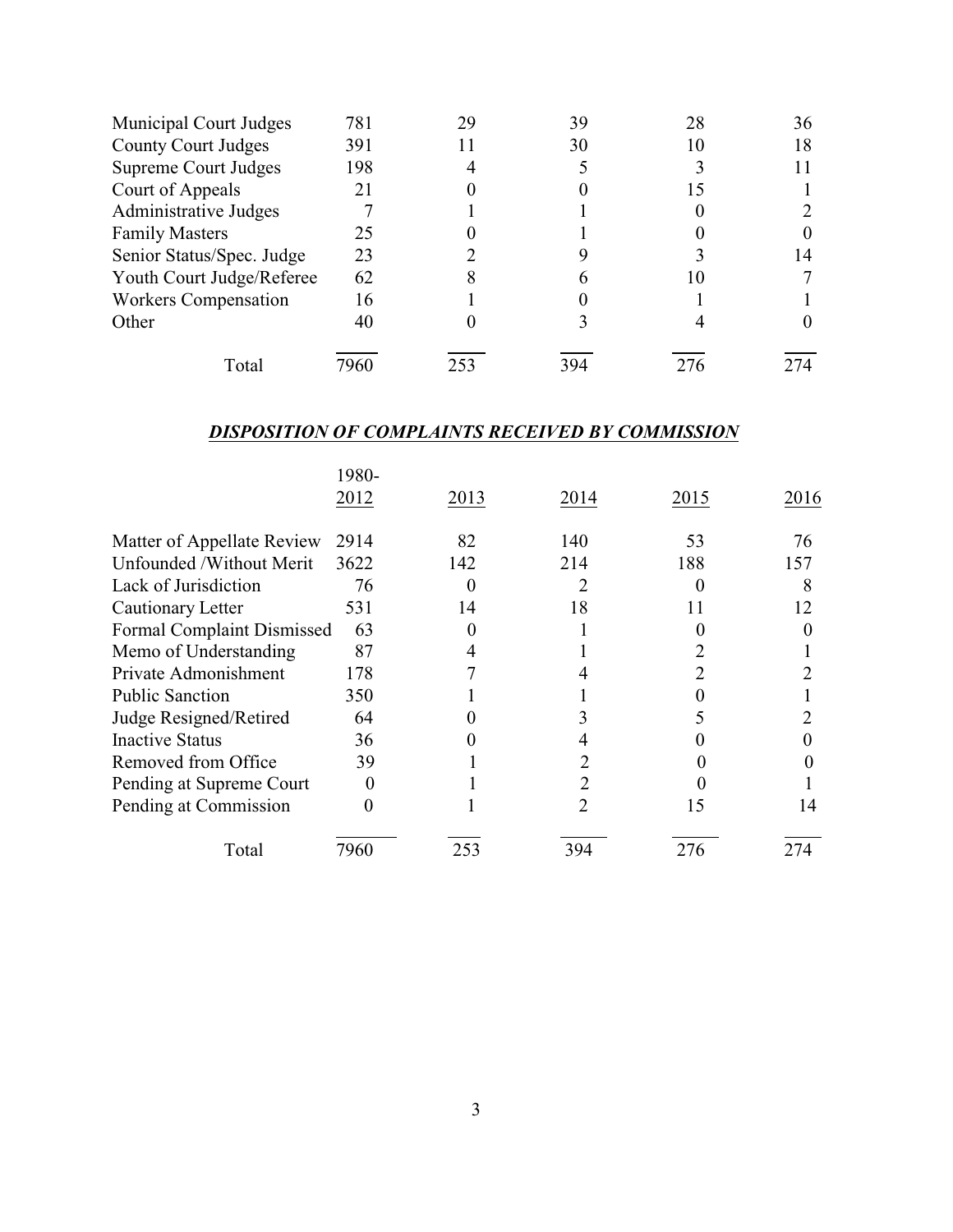| | | | | | |
|---|---|---|---|---|---|
| Municipal Court Judges | 781 | 29 | 39 | 28 | 36 |
| County Court Judges | 391 | 11 | 30 | 10 | 18 |
| Supreme Court Judges | 198 | 4 | 5 | 3 | 11 |
| Court of Appeals | 21 | 0 | 0 | 15 | 1 |
| Administrative Judges | 7 | 1 | 1 | 0 | 2 |
| Family Masters | 25 | 0 | 1 | 0 | 0 |
| Senior Status/Spec. Judge | 23 | 2 | 9 | 3 | 14 |
| Youth Court Judge/Referee | 62 | 8 | 6 | 10 | 7 |
| Workers Compensation | 16 | 1 | 0 | 1 | 1 |
| Other | 40 | 0 | 3 | 4 | 0 |
| Total | 7960 | 253 | 394 | 276 | 274 |

## ***DISPOSITION OF COMPLAINTS RECEIVED BY COMMISSION***

| | 1980-2012 | 2013 | 2014 | 2015 | 2016 |
|---|---|---|---|---|---|
| Matter of Appellate Review | 2914 | 82 | 140 | 53 | 76 |
| Unfounded /Without Merit | 3622 | 142 | 214 | 188 | 157 |
| Lack of Jurisdiction | 76 | 0 | 2 | 0 | 8 |
| Cautionary Letter | 531 | 14 | 18 | 11 | 12 |
| Formal Complaint Dismissed | 63 | 0 | 1 | 0 | 0 |
| Memo of Understanding | 87 | 4 | 1 | 2 | 1 |
| Private Admonishment | 178 | 7 | 4 | 2 | 2 |
| Public Sanction | 350 | 1 | 1 | 0 | 1 |
| Judge Resigned/Retired | 64 | 0 | 3 | 5 | 2 |
| Inactive Status | 36 | 0 | 4 | 0 | 0 |
| Removed from Office | 39 | 1 | 2 | 0 | 0 |
| Pending at Supreme Court | 0 | 1 | 2 | 0 | 1 |
| Pending at Commission | 0 | 1 | 2 | 15 | 14 |
| Total | 7960 | 253 | 394 | 276 | 274 |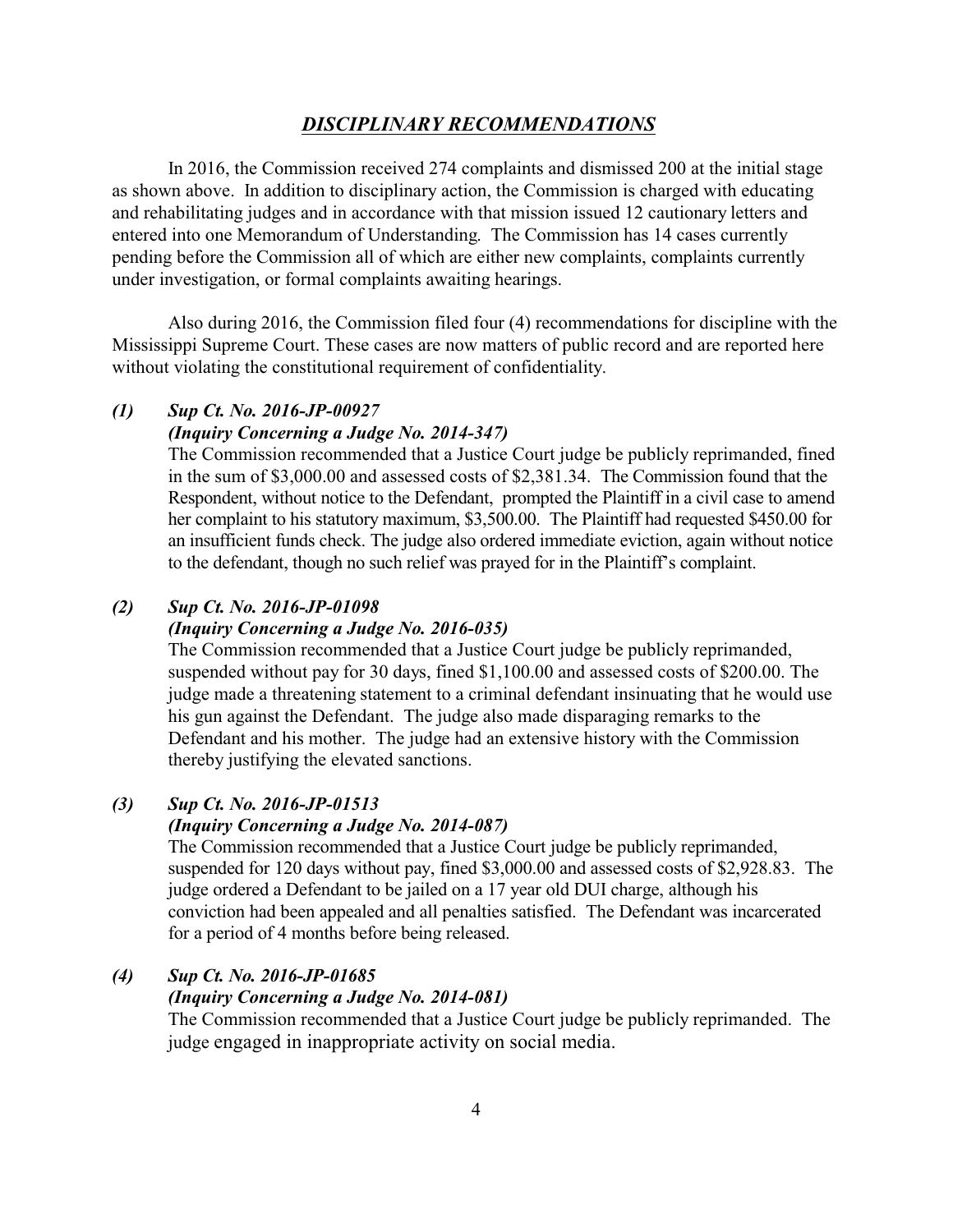## ***DISCIPLINARY RECOMMENDATIONS***

In 2016, the Commission received 274 complaints and dismissed 200 at the initial stage as shown above. In addition to disciplinary action, the Commission is charged with educating and rehabilitating judges and in accordance with that mission issued 12 cautionary letters and entered into one Memorandum of Understanding. The Commission has 14 cases currently pending before the Commission all of which are either new complaints, complaints currently under investigation, or formal complaints awaiting hearings.

Also during 2016, the Commission filed four (4) recommendations for discipline with the Mississippi Supreme Court. These cases are now matters of public record and are reported here without violating the constitutional requirement of confidentiality.

***(1) Sup Ct. No. 2016-JP-00927***
***(Inquiry Concerning a Judge No. 2014-347)***

The Commission recommended that a Justice Court judge be publicly reprimanded, fined in the sum of $3,000.00 and assessed costs of $2,381.34. The Commission found that the Respondent, without notice to the Defendant, prompted the Plaintiff in a civil case to amend her complaint to his statutory maximum, $3,500.00. The Plaintiff had requested $450.00 for an insufficient funds check. The judge also ordered immediate eviction, again without notice to the defendant, though no such relief was prayed for in the Plaintiff's complaint.

***(2) Sup Ct. No. 2016-JP-01098***
***(Inquiry Concerning a Judge No. 2016-035)***

The Commission recommended that a Justice Court judge be publicly reprimanded, suspended without pay for 30 days, fined $1,100.00 and assessed costs of $200.00. The judge made a threatening statement to a criminal defendant insinuating that he would use his gun against the Defendant. The judge also made disparaging remarks to the Defendant and his mother. The judge had an extensive history with the Commission thereby justifying the elevated sanctions.

***(3) Sup Ct. No. 2016-JP-01513***
***(Inquiry Concerning a Judge No. 2014-087)***

The Commission recommended that a Justice Court judge be publicly reprimanded, suspended for 120 days without pay, fined $3,000.00 and assessed costs of $2,928.83. The judge ordered a Defendant to be jailed on a 17 year old DUI charge, although his conviction had been appealed and all penalties satisfied. The Defendant was incarcerated for a period of 4 months before being released.

***(4) Sup Ct. No. 2016-JP-01685***
***(Inquiry Concerning a Judge No. 2014-081)***

The Commission recommended that a Justice Court judge be publicly reprimanded. The judge engaged in inappropriate activity on social media.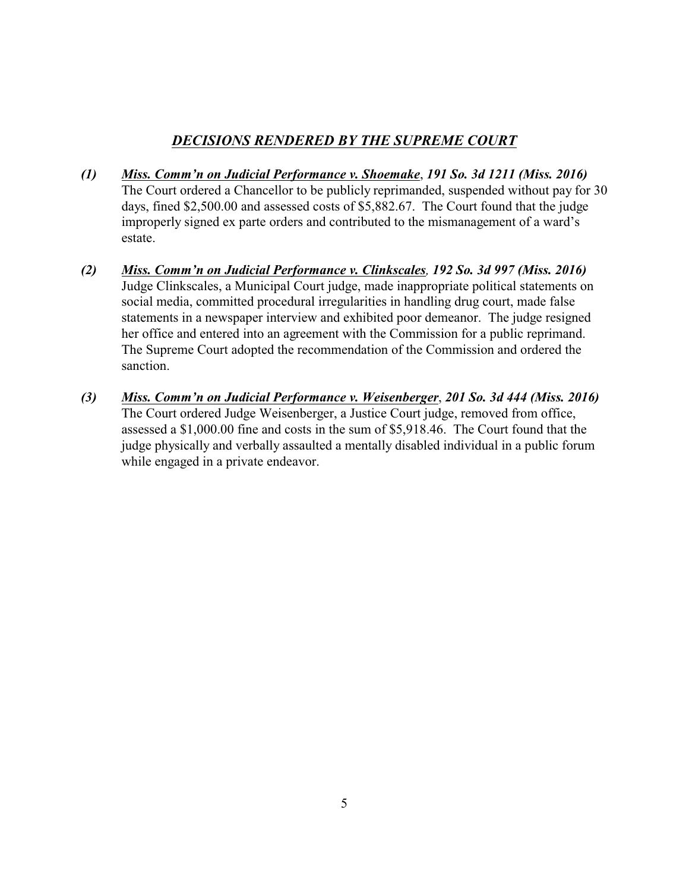## ***DECISIONS RENDERED BY THE SUPREME COURT***

***(1)*** ***Miss. Comm'n on Judicial Performance v. Shoemake*, *191 So. 3d 1211 (Miss. 2016)***
The Court ordered a Chancellor to be publicly reprimanded, suspended without pay for 30 days, fined $2,500.00 and assessed costs of $5,882.67. The Court found that the judge improperly signed ex parte orders and contributed to the mismanagement of a ward's estate.

***(2)*** ***Miss. Comm'n on Judicial Performance v. Clinkscales*, *192 So. 3d 997 (Miss. 2016)***
Judge Clinkscales, a Municipal Court judge, made inappropriate political statements on social media, committed procedural irregularities in handling drug court, made false statements in a newspaper interview and exhibited poor demeanor. The judge resigned her office and entered into an agreement with the Commission for a public reprimand. The Supreme Court adopted the recommendation of the Commission and ordered the sanction.

***(3)*** ***Miss. Comm'n on Judicial Performance v. Weisenberger*, *201 So. 3d 444 (Miss. 2016)***
The Court ordered Judge Weisenberger, a Justice Court judge, removed from office, assessed a $1,000.00 fine and costs in the sum of $5,918.46. The Court found that the judge physically and verbally assaulted a mentally disabled individual in a public forum while engaged in a private endeavor.